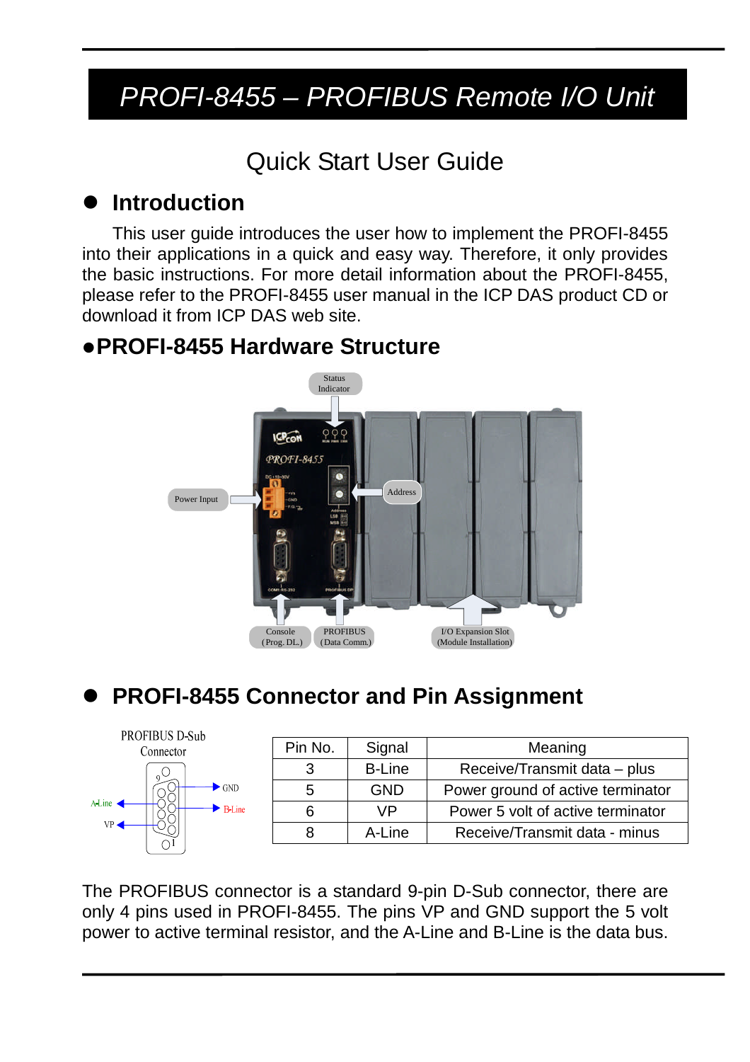# PROFI-8455 – PROFIBUS Remote I/O Unit

## Quick Start User Guide

## Introduction

This user guide introduces the user how to implement the PROFI-8455 into their applications in a quick and easy way. Therefore, it only provides the basic instructions. For more detail information about the PROFI-8455, please refer to the PROFI-8455 user manual in the ICP DAS product CD or download it from ICP DAS web site.

## PROFI-8455 Hardware Structure

Status Indicator

Power Input

Address

Console (Prog. DL.)

PROFIBUS (Data Comm.)

I/O Expansion Slot (Module Installation)

## PROFI-8455 Connector and Pin Assignment

PROFIBUS D-Sub Connector

| Pin No. | Signal | Meaning |
|---|---|---|
| 3 | B-Line | Receive/Transmit data – plus |
| 5 | GND | Power ground of active terminator |
| 6 | VP | Power 5 volt of active terminator |
| 8 | A-Line | Receive/Transmit data - minus |

The PROFIBUS connector is a standard 9-pin D-Sub connector, there are only 4 pins used in PROFI-8455. The pins VP and GND support the 5 volt power to active terminal resistor, and the A-Line and B-Line is the data bus.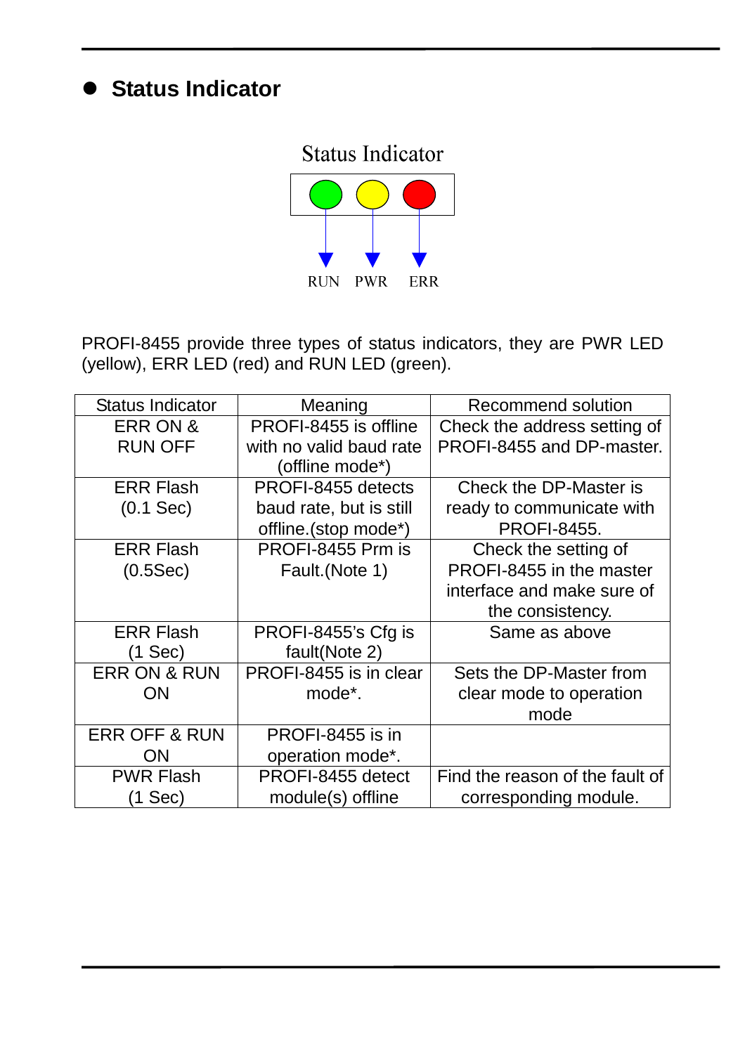## Status Indicator

Status Indicator

RUN PWR ERR

PROFI-8455 provide three types of status indicators, they are PWR LED (yellow), ERR LED (red) and RUN LED (green).

| Status Indicator | Meaning | Recommend solution |
|---|---|---|
| ERR ON & RUN OFF | PROFI-8455 is offline with no valid baud rate (offline mode*) | Check the address setting of PROFI-8455 and DP-master. |
| ERR Flash (0.1 Sec) | PROFI-8455 detects baud rate, but is still offline.(stop mode*) | Check the DP-Master is ready to communicate with PROFI-8455. |
| ERR Flash (0.5Sec) | PROFI-8455 Prm is Fault.(Note 1) | Check the setting of PROFI-8455 in the master interface and make sure of the consistency. |
| ERR Flash (1 Sec) | PROFI-8455's Cfg is fault(Note 2) | Same as above |
| ERR ON & RUN ON | PROFI-8455 is in clear mode*. | Sets the DP-Master from clear mode to operation mode |
| ERR OFF & RUN ON | PROFI-8455 is in operation mode*. | |
| PWR Flash (1 Sec) | PROFI-8455 detect module(s) offline | Find the reason of the fault of corresponding module. |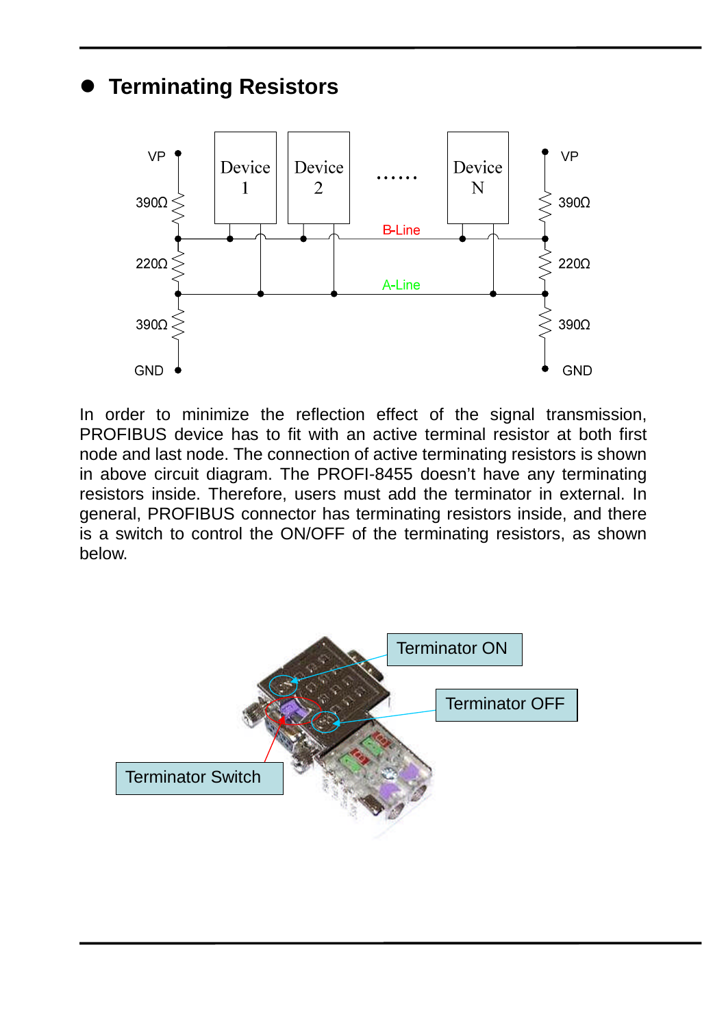## Terminating Resistors

In order to minimize the reflection effect of the signal transmission, PROFIBUS device has to fit with an active terminal resistor at both first node and last node. The connection of active terminating resistors is shown in above circuit diagram. The PROFI-8455 doesn't have any terminating resistors inside. Therefore, users must add the terminator in external. In general, PROFIBUS connector has terminating resistors inside, and there is a switch to control the ON/OFF of the terminating resistors, as shown below.